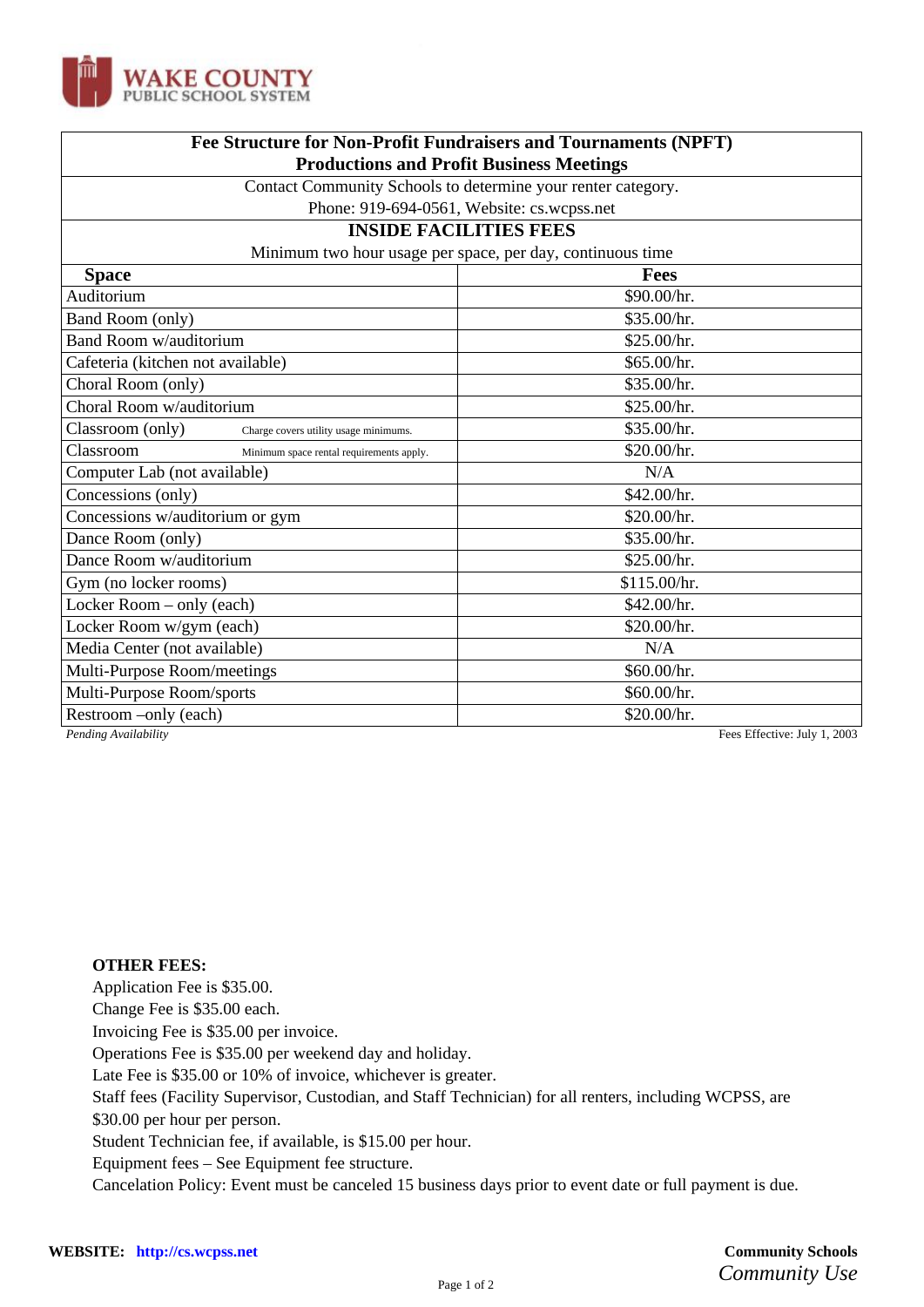WAKE COUNTY PUBLIC SCHOOL SYSTEM

# Fee Structure for Non-Profit Fundraisers and Tournaments (NPFT) Productions and Profit Business Meetings

Contact Community Schools to determine your renter category.
Phone: 919-694-0561, Website: cs.wcpss.net

## INSIDE FACILITIES FEES

Minimum two hour usage per space, per day, continuous time

| Space | Fees |
|---|---|
| Auditorium | $90.00/hr. |
| Band Room (only) | $35.00/hr. |
| Band Room w/auditorium | $25.00/hr. |
| Cafeteria (kitchen not available) | $65.00/hr. |
| Choral Room (only) | $35.00/hr. |
| Choral Room w/auditorium | $25.00/hr. |
| Classroom (only) Charge covers utility usage minimums. | $35.00/hr. |
| Classroom Minimum space rental requirements apply. | $20.00/hr. |
| Computer Lab (not available) | N/A |
| Concessions (only) | $42.00/hr. |
| Concessions w/auditorium or gym | $20.00/hr. |
| Dance Room (only) | $35.00/hr. |
| Dance Room w/auditorium | $25.00/hr. |
| Gym (no locker rooms) | $115.00/hr. |
| Locker Room – only (each) | $42.00/hr. |
| Locker Room w/gym (each) | $20.00/hr. |
| Media Center (not available) | N/A |
| Multi-Purpose Room/meetings | $60.00/hr. |
| Multi-Purpose Room/sports | $60.00/hr. |
| Restroom –only (each) | $20.00/hr. |

*Pending Availability*

Fees Effective: July 1, 2003

**OTHER FEES:**

Application Fee is $35.00.
Change Fee is $35.00 each.
Invoicing Fee is $35.00 per invoice.
Operations Fee is $35.00 per weekend day and holiday.
Late Fee is $35.00 or 10% of invoice, whichever is greater.
Staff fees (Facility Supervisor, Custodian, and Staff Technician) for all renters, including WCPSS, are $30.00 per hour per person.
Student Technician fee, if available, is $15.00 per hour.
Equipment fees – See Equipment fee structure.
Cancelation Policy: Event must be canceled 15 business days prior to event date or full payment is due.

**WEBSITE:** http://cs.wcpss.net

**Community Schools**
*Community Use*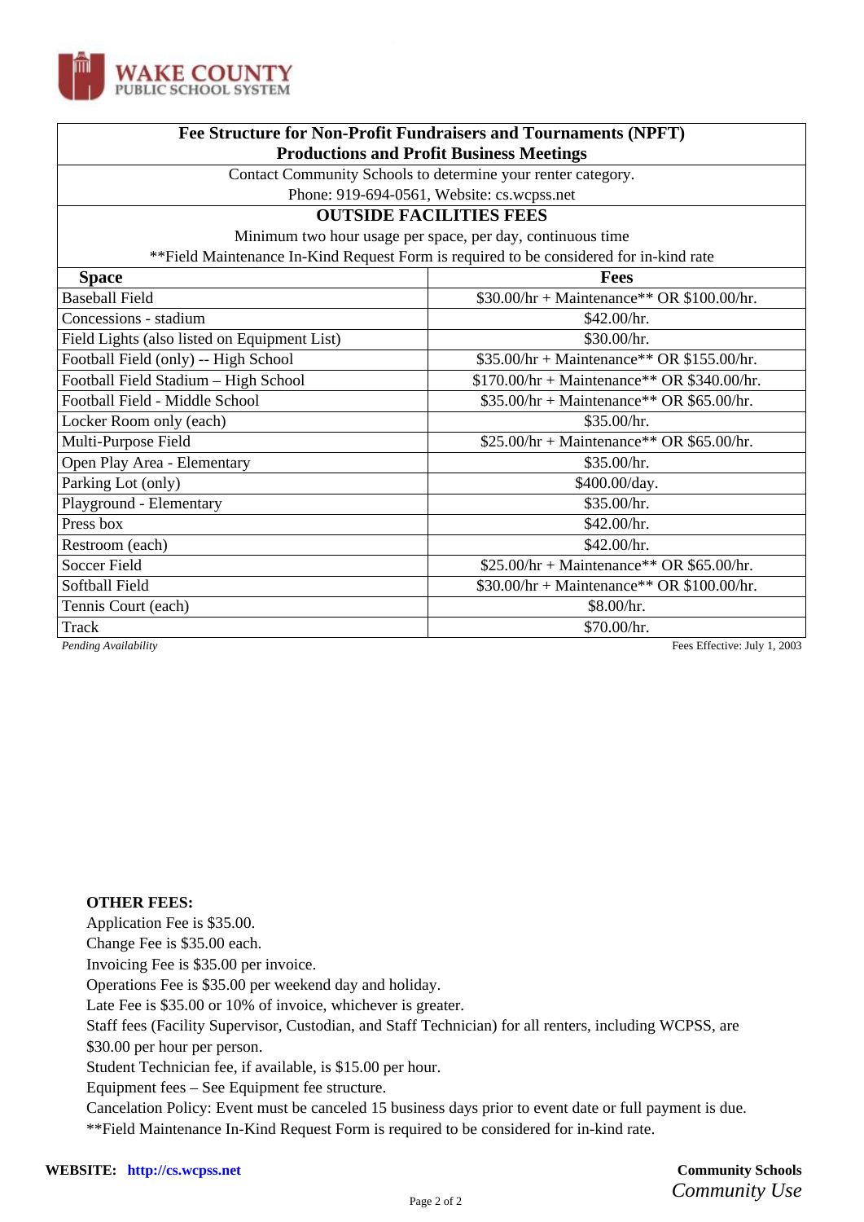WAKE COUNTY PUBLIC SCHOOL SYSTEM

## Fee Structure for Non-Profit Fundraisers and Tournaments (NPFT) Productions and Profit Business Meetings

Contact Community Schools to determine your renter category.
Phone: 919-694-0561, Website: cs.wcpss.net

### OUTSIDE FACILITIES FEES

Minimum two hour usage per space, per day, continuous time
**Field Maintenance In-Kind Request Form is required to be considered for in-kind rate

| Space | Fees |
|---|---|
| Baseball Field | $30.00/hr + Maintenance** OR $100.00/hr. |
| Concessions - stadium | $42.00/hr. |
| Field Lights (also listed on Equipment List) | $30.00/hr. |
| Football Field (only) -- High School | $35.00/hr + Maintenance** OR $155.00/hr. |
| Football Field Stadium – High School | $170.00/hr + Maintenance** OR $340.00/hr. |
| Football Field - Middle School | $35.00/hr + Maintenance** OR $65.00/hr. |
| Locker Room only (each) | $35.00/hr. |
| Multi-Purpose Field | $25.00/hr + Maintenance** OR $65.00/hr. |
| Open Play Area - Elementary | $35.00/hr. |
| Parking Lot (only) | $400.00/day. |
| Playground - Elementary | $35.00/hr. |
| Press box | $42.00/hr. |
| Restroom (each) | $42.00/hr. |
| Soccer Field | $25.00/hr + Maintenance** OR $65.00/hr. |
| Softball Field | $30.00/hr + Maintenance** OR $100.00/hr. |
| Tennis Court (each) | $8.00/hr. |
| Track | $70.00/hr. |

*Pending Availability*

Fees Effective: July 1, 2003

**OTHER FEES:**

Application Fee is $35.00.
Change Fee is $35.00 each.
Invoicing Fee is $35.00 per invoice.
Operations Fee is $35.00 per weekend day and holiday.
Late Fee is $35.00 or 10% of invoice, whichever is greater.
Staff fees (Facility Supervisor, Custodian, and Staff Technician) for all renters, including WCPSS, are $30.00 per hour per person.
Student Technician fee, if available, is $15.00 per hour.
Equipment fees – See Equipment fee structure.
Cancelation Policy: Event must be canceled 15 business days prior to event date or full payment is due.
**Field Maintenance In-Kind Request Form is required to be considered for in-kind rate.

**WEBSITE:** http://cs.wcpss.net

**Community Schools**
*Community Use*